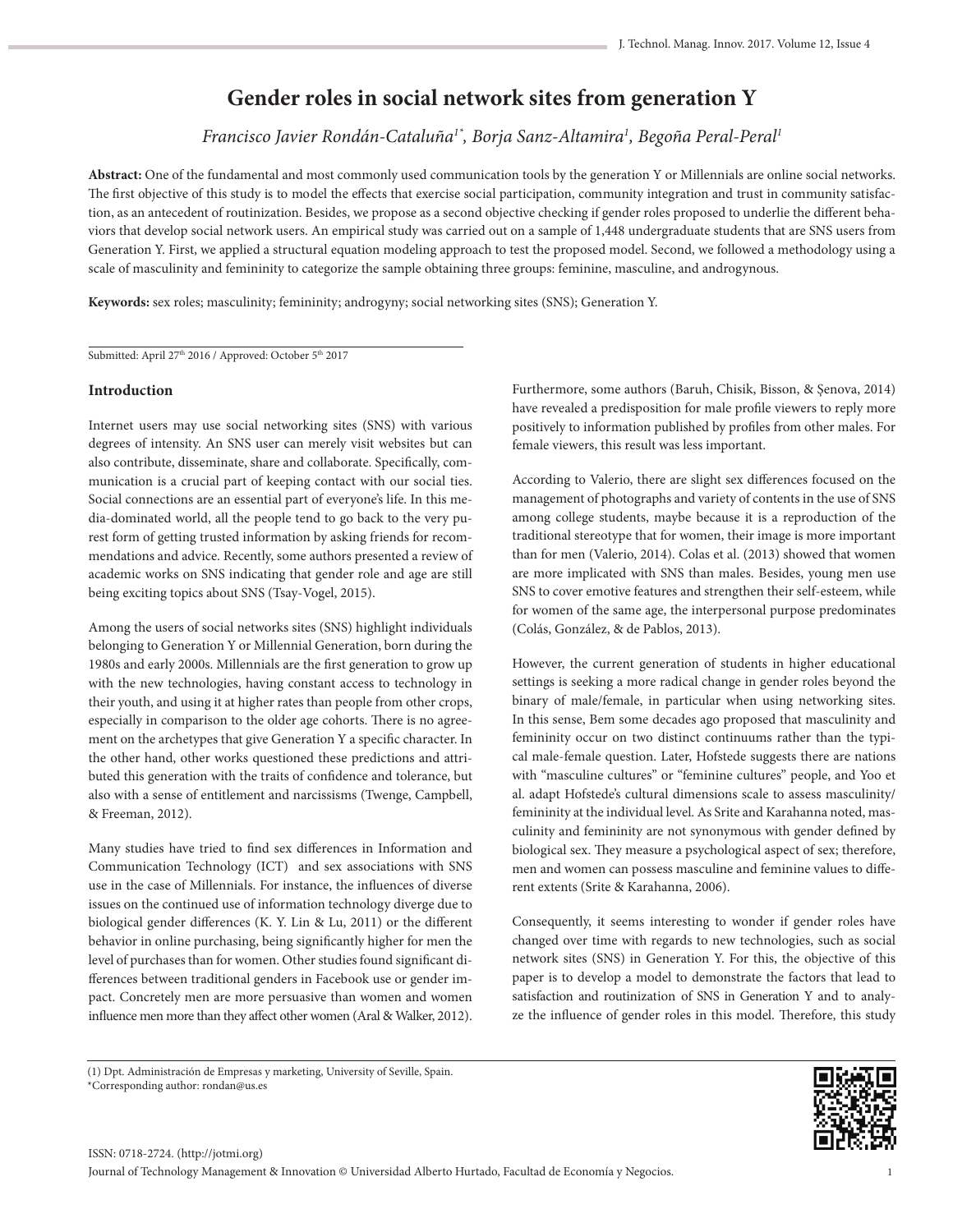# Gender roles in social network sites from generation Y

*Francisco Javier Rondán-Cataluña[1*], Borja Sanz-Altamira[1], Begoña Peral-Peral[1]*

**Abstract:** One of the fundamental and most commonly used communication tools by the generation Y or Millennials are online social networks. The first objective of this study is to model the effects that exercise social participation, community integration and trust in community satisfaction, as an antecedent of routinization. Besides, we propose as a second objective checking if gender roles proposed to underlie the different behaviors that develop social network users. An empirical study was carried out on a sample of 1,448 undergraduate students that are SNS users from Generation Y. First, we applied a structural equation modeling approach to test the proposed model. Second, we followed a methodology using a scale of masculinity and femininity to categorize the sample obtaining three groups: feminine, masculine, and androgynous.

**Keywords:** sex roles; masculinity; femininity; androgyny; social networking sites (SNS); Generation Y.

Submitted: April 27th 2016 / Approved: October 5th 2017

## Introduction

Internet users may use social networking sites (SNS) with various degrees of intensity. An SNS user can merely visit websites but can also contribute, disseminate, share and collaborate. Specifically, communication is a crucial part of keeping contact with our social ties. Social connections are an essential part of everyone's life. In this media-dominated world, all the people tend to go back to the very purest form of getting trusted information by asking friends for recommendations and advice. Recently, some authors presented a review of academic works on SNS indicating that gender role and age are still being exciting topics about SNS (Tsay-Vogel, 2015).

Among the users of social networks sites (SNS) highlight individuals belonging to Generation Y or Millennial Generation, born during the 1980s and early 2000s. Millennials are the first generation to grow up with the new technologies, having constant access to technology in their youth, and using it at higher rates than people from other crops, especially in comparison to the older age cohorts. There is no agreement on the archetypes that give Generation Y a specific character. In the other hand, other works questioned these predictions and attributed this generation with the traits of confidence and tolerance, but also with a sense of entitlement and narcissisms (Twenge, Campbell, & Freeman, 2012).

Many studies have tried to find sex differences in Information and Communication Technology (ICT) and sex associations with SNS use in the case of Millennials. For instance, the influences of diverse issues on the continued use of information technology diverge due to biological gender differences (K. Y. Lin & Lu, 2011) or the different behavior in online purchasing, being significantly higher for men the level of purchases than for women. Other studies found significant differences between traditional genders in Facebook use or gender impact. Concretely men are more persuasive than women and women influence men more than they affect other women (Aral & Walker, 2012).

Furthermore, some authors (Baruh, Chisik, Bisson, & Şenova, 2014) have revealed a predisposition for male profile viewers to reply more positively to information published by profiles from other males. For female viewers, this result was less important.

According to Valerio, there are slight sex differences focused on the management of photographs and variety of contents in the use of SNS among college students, maybe because it is a reproduction of the traditional stereotype that for women, their image is more important than for men (Valerio, 2014). Colas et al. (2013) showed that women are more implicated with SNS than males. Besides, young men use SNS to cover emotive features and strengthen their self-esteem, while for women of the same age, the interpersonal purpose predominates (Colás, González, & de Pablos, 2013).

However, the current generation of students in higher educational settings is seeking a more radical change in gender roles beyond the binary of male/female, in particular when using networking sites. In this sense, Bem some decades ago proposed that masculinity and femininity occur on two distinct continuums rather than the typical male-female question. Later, Hofstede suggests there are nations with "masculine cultures" or "feminine cultures" people, and Yoo et al. adapt Hofstede's cultural dimensions scale to assess masculinity/femininity at the individual level. As Srite and Karahanna noted, masculinity and femininity are not synonymous with gender defined by biological sex. They measure a psychological aspect of sex; therefore, men and women can possess masculine and feminine values to different extents (Srite & Karahanna, 2006).

Consequently, it seems interesting to wonder if gender roles have changed over time with regards to new technologies, such as social network sites (SNS) in Generation Y. For this, the objective of this paper is to develop a model to demonstrate the factors that lead to satisfaction and routinization of SNS in Generation Y and to analyze the influence of gender roles in this model. Therefore, this study

(1) Dpt. Administración de Empresas y marketing, University of Seville, Spain.
*Corresponding author: rondan@us.es

ISSN: 0718-2724. (http://jotmi.org)
Journal of Technology Management & Innovation © Universidad Alberto Hurtado, Facultad de Economía y Negocios.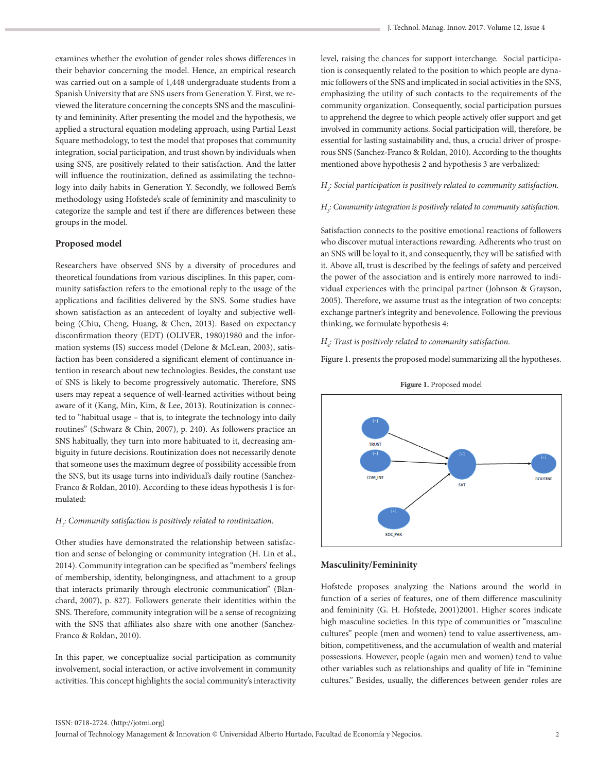examines whether the evolution of gender roles shows differences in their behavior concerning the model. Hence, an empirical research was carried out on a sample of 1,448 undergraduate students from a Spanish University that are SNS users from Generation Y. First, we reviewed the literature concerning the concepts SNS and the masculinity and femininity. After presenting the model and the hypothesis, we applied a structural equation modeling approach, using Partial Least Square methodology, to test the model that proposes that community integration, social participation, and trust shown by individuals when using SNS, are positively related to their satisfaction. And the latter will influence the routinization, defined as assimilating the technology into daily habits in Generation Y. Secondly, we followed Bem's methodology using Hofstede's scale of femininity and masculinity to categorize the sample and test if there are differences between these groups in the model.

## Proposed model

Researchers have observed SNS by a diversity of procedures and theoretical foundations from various disciplines. In this paper, community satisfaction refers to the emotional reply to the usage of the applications and facilities delivered by the SNS. Some studies have shown satisfaction as an antecedent of loyalty and subjective well-being (Chiu, Cheng, Huang, & Chen, 2013). Based on expectancy disconfirmation theory (EDT) (OLIVER, 1980)1980 and the information systems (IS) success model (Delone & McLean, 2003), satisfaction has been considered a significant element of continuance intention in research about new technologies. Besides, the constant use of SNS is likely to become progressively automatic. Therefore, SNS users may repeat a sequence of well-learned activities without being aware of it (Kang, Min, Kim, & Lee, 2013). Routinization is connected to "habitual usage – that is, to integrate the technology into daily routines" (Schwarz & Chin, 2007), p. 240). As followers practice an SNS habitually, they turn into more habituated to it, decreasing ambiguity in future decisions. Routinization does not necessarily denote that someone uses the maximum degree of possibility accessible from the SNS, but its usage turns into individual's daily routine (Sanchez-Franco & Roldan, 2010). According to these ideas hypothesis 1 is formulated:

*$H_1$: Community satisfaction is positively related to routinization.*

Other studies have demonstrated the relationship between satisfaction and sense of belonging or community integration (H. Lin et al., 2014). Community integration can be specified as "members' feelings of membership, identity, belongingness, and attachment to a group that interacts primarily through electronic communication" (Blanchard, 2007), p. 827). Followers generate their identities within the SNS. Therefore, community integration will be a sense of recognizing with the SNS that affiliates also share with one another (Sanchez-Franco & Roldan, 2010).

In this paper, we conceptualize social participation as community involvement, social interaction, or active involvement in community activities. This concept highlights the social community's interactivity level, raising the chances for support interchange. Social participation is consequently related to the position to which people are dynamic followers of the SNS and implicated in social activities in the SNS, emphasizing the utility of such contacts to the requirements of the community organization. Consequently, social participation pursues to apprehend the degree to which people actively offer support and get involved in community actions. Social participation will, therefore, be essential for lasting sustainability and, thus, a crucial driver of prosperous SNS (Sanchez-Franco & Roldan, 2010). According to the thoughts mentioned above hypothesis 2 and hypothesis 3 are verbalized:

*$H_2$: Social participation is positively related to community satisfaction.*

*$H_3$: Community integration is positively related to community satisfaction.*

Satisfaction connects to the positive emotional reactions of followers who discover mutual interactions rewarding. Adherents who trust on an SNS will be loyal to it, and consequently, they will be satisfied with it. Above all, trust is described by the feelings of safety and perceived the power of the association and is entirely more narrowed to individual experiences with the principal partner (Johnson & Grayson, 2005). Therefore, we assume trust as the integration of two concepts: exchange partner's integrity and benevolence. Following the previous thinking, we formulate hypothesis 4:

*$H_4$: Trust is positively related to community satisfaction.*

Figure 1. presents the proposed model summarizing all the hypotheses.

**Figure 1.** Proposed model

## Masculinity/Femininity

Hofstede proposes analyzing the Nations around the world in function of a series of features, one of them difference masculinity and femininity (G. H. Hofstede, 2001)2001. Higher scores indicate high masculine societies. In this type of communities or "masculine cultures" people (men and women) tend to value assertiveness, ambition, competitiveness, and the accumulation of wealth and material possessions. However, people (again men and women) tend to value other variables such as relationships and quality of life in "feminine cultures." Besides, usually, the differences between gender roles are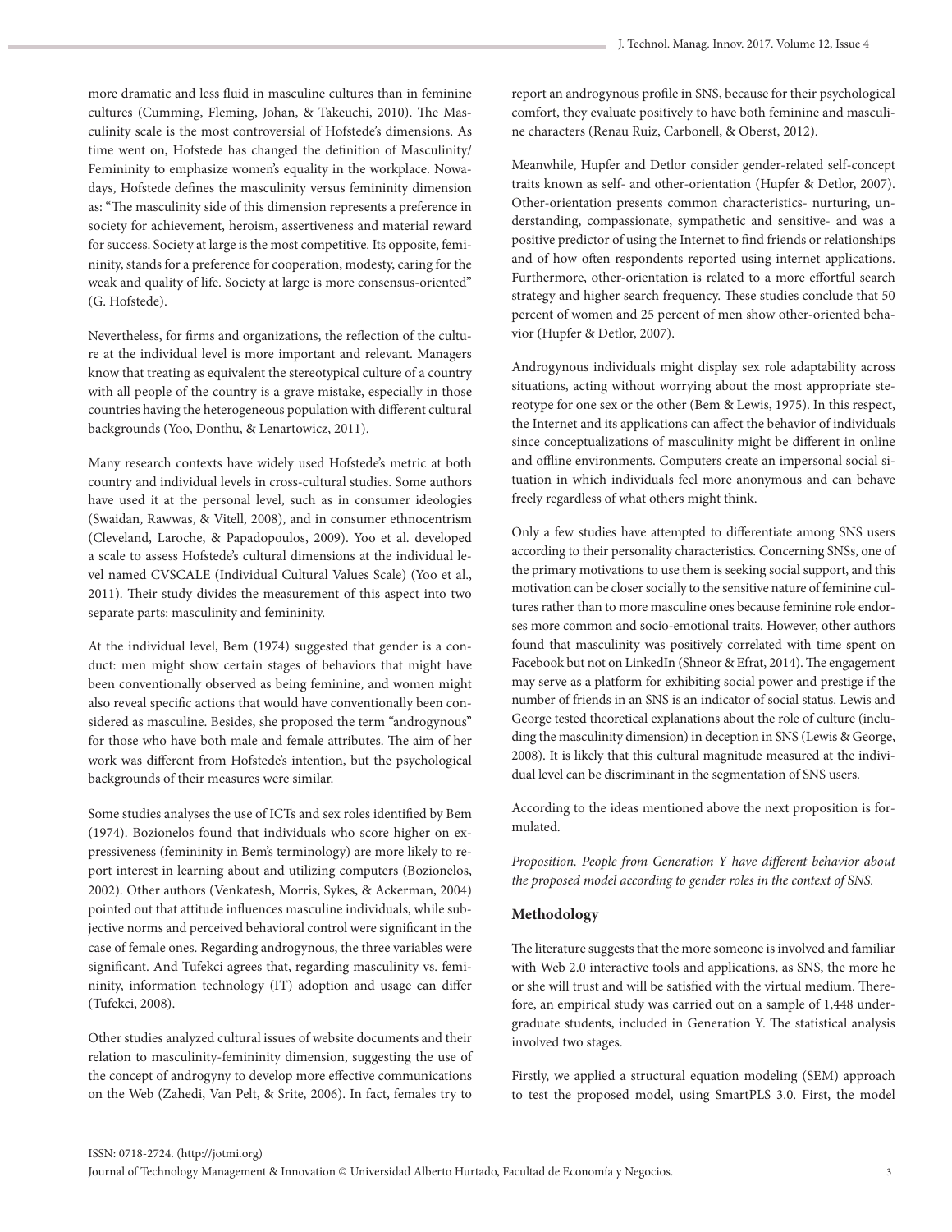more dramatic and less fluid in masculine cultures than in feminine cultures (Cumming, Fleming, Johan, & Takeuchi, 2010). The Masculinity scale is the most controversial of Hofstede's dimensions. As time went on, Hofstede has changed the definition of Masculinity/ Femininity to emphasize women's equality in the workplace. Nowadays, Hofstede defines the masculinity versus femininity dimension as: "The masculinity side of this dimension represents a preference in society for achievement, heroism, assertiveness and material reward for success. Society at large is the most competitive. Its opposite, femininity, stands for a preference for cooperation, modesty, caring for the weak and quality of life. Society at large is more consensus-oriented" (G. Hofstede).

Nevertheless, for firms and organizations, the reflection of the culture at the individual level is more important and relevant. Managers know that treating as equivalent the stereotypical culture of a country with all people of the country is a grave mistake, especially in those countries having the heterogeneous population with different cultural backgrounds (Yoo, Donthu, & Lenartowicz, 2011).

Many research contexts have widely used Hofstede's metric at both country and individual levels in cross-cultural studies. Some authors have used it at the personal level, such as in consumer ideologies (Swaidan, Rawwas, & Vitell, 2008), and in consumer ethnocentrism (Cleveland, Laroche, & Papadopoulos, 2009). Yoo et al. developed a scale to assess Hofstede's cultural dimensions at the individual level named CVSCALE (Individual Cultural Values Scale) (Yoo et al., 2011). Their study divides the measurement of this aspect into two separate parts: masculinity and femininity.

At the individual level, Bem (1974) suggested that gender is a conduct: men might show certain stages of behaviors that might have been conventionally observed as being feminine, and women might also reveal specific actions that would have conventionally been considered as masculine. Besides, she proposed the term "androgynous" for those who have both male and female attributes. The aim of her work was different from Hofstede's intention, but the psychological backgrounds of their measures were similar.

Some studies analyses the use of ICTs and sex roles identified by Bem (1974). Bozionelos found that individuals who score higher on expressiveness (femininity in Bem's terminology) are more likely to report interest in learning about and utilizing computers (Bozionelos, 2002). Other authors (Venkatesh, Morris, Sykes, & Ackerman, 2004) pointed out that attitude influences masculine individuals, while subjective norms and perceived behavioral control were significant in the case of female ones. Regarding androgynous, the three variables were significant. And Tufekci agrees that, regarding masculinity vs. femininity, information technology (IT) adoption and usage can differ (Tufekci, 2008).

Other studies analyzed cultural issues of website documents and their relation to masculinity-femininity dimension, suggesting the use of the concept of androgyny to develop more effective communications on the Web (Zahedi, Van Pelt, & Srite, 2006). In fact, females try to report an androgynous profile in SNS, because for their psychological comfort, they evaluate positively to have both feminine and masculine characters (Renau Ruiz, Carbonell, & Oberst, 2012).

Meanwhile, Hupfer and Detlor consider gender-related self-concept traits known as self- and other-orientation (Hupfer & Detlor, 2007). Other-orientation presents common characteristics- nurturing, understanding, compassionate, sympathetic and sensitive- and was a positive predictor of using the Internet to find friends or relationships and of how often respondents reported using internet applications. Furthermore, other-orientation is related to a more effortful search strategy and higher search frequency. These studies conclude that 50 percent of women and 25 percent of men show other-oriented behavior (Hupfer & Detlor, 2007).

Androgynous individuals might display sex role adaptability across situations, acting without worrying about the most appropriate stereotype for one sex or the other (Bem & Lewis, 1975). In this respect, the Internet and its applications can affect the behavior of individuals since conceptualizations of masculinity might be different in online and offline environments. Computers create an impersonal social situation in which individuals feel more anonymous and can behave freely regardless of what others might think.

Only a few studies have attempted to differentiate among SNS users according to their personality characteristics. Concerning SNSs, one of the primary motivations to use them is seeking social support, and this motivation can be closer socially to the sensitive nature of feminine cultures rather than to more masculine ones because feminine role endorses more common and socio-emotional traits. However, other authors found that masculinity was positively correlated with time spent on Facebook but not on LinkedIn (Shneor & Efrat, 2014). The engagement may serve as a platform for exhibiting social power and prestige if the number of friends in an SNS is an indicator of social status. Lewis and George tested theoretical explanations about the role of culture (including the masculinity dimension) in deception in SNS (Lewis & George, 2008). It is likely that this cultural magnitude measured at the individual level can be discriminant in the segmentation of SNS users.

According to the ideas mentioned above the next proposition is formulated.

*Proposition. People from Generation Y have different behavior about the proposed model according to gender roles in the context of SNS.*

## Methodology

The literature suggests that the more someone is involved and familiar with Web 2.0 interactive tools and applications, as SNS, the more he or she will trust and will be satisfied with the virtual medium. Therefore, an empirical study was carried out on a sample of 1,448 undergraduate students, included in Generation Y. The statistical analysis involved two stages.

Firstly, we applied a structural equation modeling (SEM) approach to test the proposed model, using SmartPLS 3.0. First, the model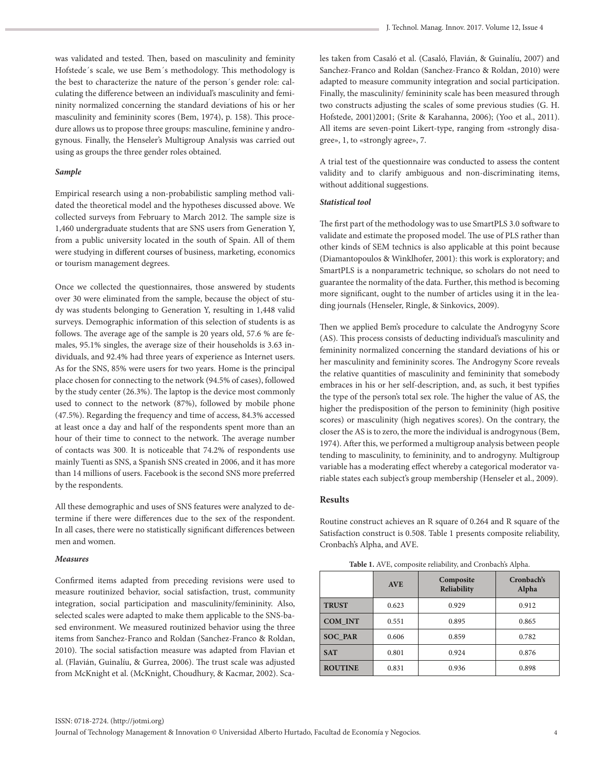was validated and tested. Then, based on masculinity and feminity Hofstede´s scale, we use Bem´s methodology. This methodology is the best to characterize the nature of the person´s gender role: calculating the difference between an individual's masculinity and femininity normalized concerning the standard deviations of his or her masculinity and femininity scores (Bem, 1974), p. 158). This procedure allows us to propose three groups: masculine, feminine y androgynous. Finally, the Henseler's Multigroup Analysis was carried out using as groups the three gender roles obtained.

***Sample***

Empirical research using a non-probabilistic sampling method validated the theoretical model and the hypotheses discussed above. We collected surveys from February to March 2012. The sample size is 1,460 undergraduate students that are SNS users from Generation Y, from a public university located in the south of Spain. All of them were studying in different courses of business, marketing, economics or tourism management degrees.

Once we collected the questionnaires, those answered by students over 30 were eliminated from the sample, because the object of study was students belonging to Generation Y, resulting in 1,448 valid surveys. Demographic information of this selection of students is as follows. The average age of the sample is 20 years old, 57.6 % are females, 95.1% singles, the average size of their households is 3.63 individuals, and 92.4% had three years of experience as Internet users. As for the SNS, 85% were users for two years. Home is the principal place chosen for connecting to the network (94.5% of cases), followed by the study center (26.3%). The laptop is the device most commonly used to connect to the network (87%), followed by mobile phone (47.5%). Regarding the frequency and time of access, 84.3% accessed at least once a day and half of the respondents spent more than an hour of their time to connect to the network. The average number of contacts was 300. It is noticeable that 74.2% of respondents use mainly Tuenti as SNS, a Spanish SNS created in 2006, and it has more than 14 millions of users. Facebook is the second SNS more preferred by the respondents.

All these demographic and uses of SNS features were analyzed to determine if there were differences due to the sex of the respondent. In all cases, there were no statistically significant differences between men and women.

***Measures***

Confirmed items adapted from preceding revisions were used to measure routinized behavior, social satisfaction, trust, community integration, social participation and masculinity/femininity. Also, selected scales were adapted to make them applicable to the SNS-based environment. We measured routinized behavior using the three items from Sanchez-Franco and Roldan (Sanchez-Franco & Roldan, 2010). The social satisfaction measure was adapted from Flavian et al. (Flavián, Guinalíu, & Gurrea, 2006). The trust scale was adjusted from McKnight et al. (McKnight, Choudhury, & Kacmar, 2002). Scales taken from Casaló et al. (Casaló, Flavián, & Guinalíu, 2007) and Sanchez-Franco and Roldan (Sanchez-Franco & Roldan, 2010) were adapted to measure community integration and social participation. Finally, the masculinity/ femininity scale has been measured through two constructs adjusting the scales of some previous studies (G. H. Hofstede, 2001)2001; (Srite & Karahanna, 2006); (Yoo et al., 2011). All items are seven-point Likert-type, ranging from «strongly disagree», 1, to «strongly agree», 7.

A trial test of the questionnaire was conducted to assess the content validity and to clarify ambiguous and non-discriminating items, without additional suggestions.

***Statistical tool***

The first part of the methodology was to use SmartPLS 3.0 software to validate and estimate the proposed model. The use of PLS rather than other kinds of SEM technics is also applicable at this point because (Diamantopoulos & Winklhofer, 2001): this work is exploratory; and SmartPLS is a nonparametric technique, so scholars do not need to guarantee the normality of the data. Further, this method is becoming more significant, ought to the number of articles using it in the leading journals (Henseler, Ringle, & Sinkovics, 2009).

Then we applied Bem's procedure to calculate the Androgyny Score (AS). This process consists of deducting individual's masculinity and femininity normalized concerning the standard deviations of his or her masculinity and femininity scores. The Androgyny Score reveals the relative quantities of masculinity and femininity that somebody embraces in his or her self-description, and, as such, it best typifies the type of the person's total sex role. The higher the value of AS, the higher the predisposition of the person to femininity (high positive scores) or masculinity (high negatives scores). On the contrary, the closer the AS is to zero, the more the individual is androgynous (Bem, 1974). After this, we performed a multigroup analysis between people tending to masculinity, to femininity, and to androgyny. Multigroup variable has a moderating effect whereby a categorical moderator variable states each subject's group membership (Henseler et al., 2009).

## Results

Routine construct achieves an R square of 0.264 and R square of the Satisfaction construct is 0.508. Table 1 presents composite reliability, Cronbach's Alpha, and AVE.

**Table 1.** AVE, composite reliability, and Cronbach's Alpha.

| | AVE | Composite Reliability | Cronbach's Alpha |
|---|---|---|---|
| **TRUST** | 0.623 | 0.929 | 0.912 |
| **COM_INT** | 0.551 | 0.895 | 0.865 |
| **SOC_PAR** | 0.606 | 0.859 | 0.782 |
| **SAT** | 0.801 | 0.924 | 0.876 |
| **ROUTINE** | 0.831 | 0.936 | 0.898 |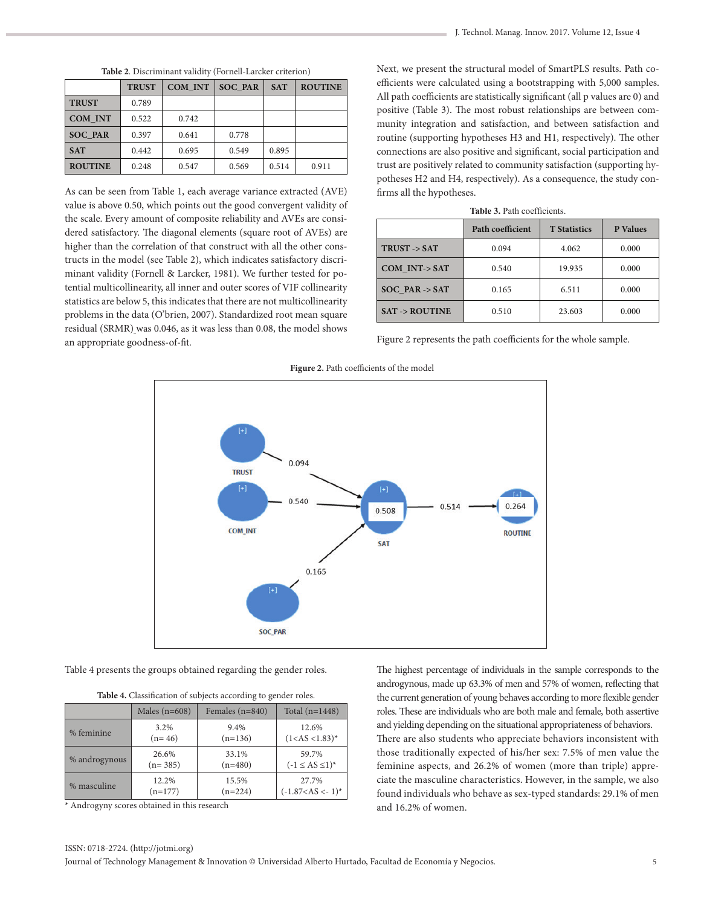**Table 2**. Discriminant validity (Fornell-Larcker criterion)

| | TRUST | COM_INT | SOC_PAR | SAT | ROUTINE |
|---|---|---|---|---|---|
| **TRUST** | 0.789 | | | | |
| **COM_INT** | 0.522 | 0.742 | | | |
| **SOC_PAR** | 0.397 | 0.641 | 0.778 | | |
| **SAT** | 0.442 | 0.695 | 0.549 | 0.895 | |
| **ROUTINE** | 0.248 | 0.547 | 0.569 | 0.514 | 0.911 |

As can be seen from Table 1, each average variance extracted (AVE) value is above 0.50, which points out the good convergent validity of the scale. Every amount of composite reliability and AVEs are considered satisfactory. The diagonal elements (square root of AVEs) are higher than the correlation of that construct with all the other constructs in the model (see Table 2), which indicates satisfactory discriminant validity (Fornell & Larcker, 1981). We further tested for potential multicollinearity, all inner and outer scores of VIF collinearity statistics are below 5, this indicates that there are not multicollinearity problems in the data (O'brien, 2007). Standardized root mean square residual (SRMR) was 0.046, as it was less than 0.08, the model shows an appropriate goodness-of-fit.

Next, we present the structural model of SmartPLS results. Path coefficients were calculated using a bootstrapping with 5,000 samples. All path coefficients are statistically significant (all p values are 0) and positive (Table 3). The most robust relationships are between community integration and satisfaction, and between satisfaction and routine (supporting hypotheses H3 and H1, respectively). The other connections are also positive and significant, social participation and trust are positively related to community satisfaction (supporting hypotheses H2 and H4, respectively). As a consequence, the study confirms all the hypotheses.

**Table 3.** Path coefficients.

| | Path coefficient | T Statistics | P Values |
|---|---|---|---|
| **TRUST -> SAT** | 0.094 | 4.062 | 0.000 |
| **COM_INT-> SAT** | 0.540 | 19.935 | 0.000 |
| **SOC_PAR -> SAT** | 0.165 | 6.511 | 0.000 |
| **SAT -> ROUTINE** | 0.510 | 23.603 | 0.000 |

Figure 2 represents the path coefficients for the whole sample.

**Figure 2.** Path coefficients of the model

Table 4 presents the groups obtained regarding the gender roles.

**Table 4.** Classification of subjects according to gender roles.

| | Males (n=608) | Females (n=840) | Total (n=1448) |
|---|---|---|---|
| % feminine | 3.2% (n= 46) | 9.4% (n=136) | 12.6% (1<AS <1.83)* |
| % androgynous | 26.6% (n= 385) | 33.1% (n=480) | 59.7% (-1 ≤ AS ≤1)* |
| % masculine | 12.2% (n=177) | 15.5% (n=224) | 27.7% (-1.87<AS <- 1)* |

* Androgyny scores obtained in this research

The highest percentage of individuals in the sample corresponds to the androgynous, made up 63.3% of men and 57% of women, reflecting that the current generation of young behaves according to more flexible gender roles. These are individuals who are both male and female, both assertive and yielding depending on the situational appropriateness of behaviors. There are also students who appreciate behaviors inconsistent with those traditionally expected of his/her sex: 7.5% of men value the feminine aspects, and 26.2% of women (more than triple) appreciate the masculine characteristics. However, in the sample, we also found individuals who behave as sex-typed standards: 29.1% of men and 16.2% of women.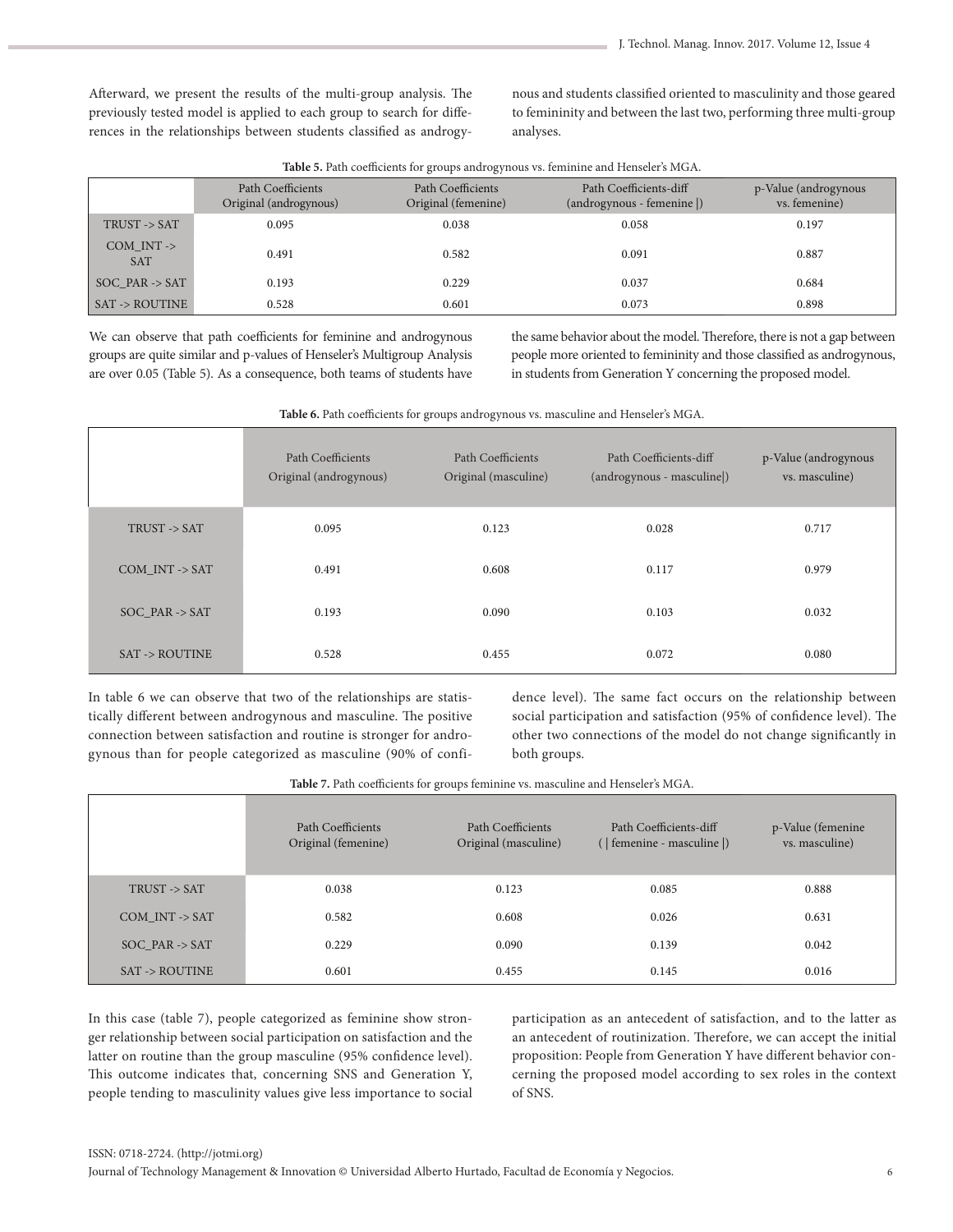Afterward, we present the results of the multi-group analysis. The previously tested model is applied to each group to search for differences in the relationships between students classified as androgynous and students classified oriented to masculinity and those geared to femininity and between the last two, performing three multi-group analyses.

**Table 5.** Path coefficients for groups androgynous vs. feminine and Henseler's MGA.

| | Path Coefficients Original (androgynous) | Path Coefficients Original (femenine) | Path Coefficients-diff (androgynous - femenine \|) | p-Value (androgynous vs. femenine) |
|---|---|---|---|---|
| TRUST -> SAT | 0.095 | 0.038 | 0.058 | 0.197 |
| COM_INT -> SAT | 0.491 | 0.582 | 0.091 | 0.887 |
| SOC_PAR -> SAT | 0.193 | 0.229 | 0.037 | 0.684 |
| SAT -> ROUTINE | 0.528 | 0.601 | 0.073 | 0.898 |

We can observe that path coefficients for feminine and androgynous groups are quite similar and p-values of Henseler's Multigroup Analysis are over 0.05 (Table 5). As a consequence, both teams of students have the same behavior about the model. Therefore, there is not a gap between people more oriented to femininity and those classified as androgynous, in students from Generation Y concerning the proposed model.

**Table 6.** Path coefficients for groups androgynous vs. masculine and Henseler's MGA.

| | Path Coefficients Original (androgynous) | Path Coefficients Original (masculine) | Path Coefficients-diff (androgynous - masculine\|) | p-Value (androgynous vs. masculine) |
|---|---|---|---|---|
| TRUST -> SAT | 0.095 | 0.123 | 0.028 | 0.717 |
| COM_INT -> SAT | 0.491 | 0.608 | 0.117 | 0.979 |
| SOC_PAR -> SAT | 0.193 | 0.090 | 0.103 | 0.032 |
| SAT -> ROUTINE | 0.528 | 0.455 | 0.072 | 0.080 |

In table 6 we can observe that two of the relationships are statistically different between androgynous and masculine. The positive connection between satisfaction and routine is stronger for androgynous than for people categorized as masculine (90% of confidence level). The same fact occurs on the relationship between social participation and satisfaction (95% of confidence level). The other two connections of the model do not change significantly in both groups.

**Table 7.** Path coefficients for groups feminine vs. masculine and Henseler's MGA.

| | Path Coefficients Original (femenine) | Path Coefficients Original (masculine) | Path Coefficients-diff ( \| femenine - masculine \|) | p-Value (femenine vs. masculine) |
|---|---|---|---|---|
| TRUST -> SAT | 0.038 | 0.123 | 0.085 | 0.888 |
| COM_INT -> SAT | 0.582 | 0.608 | 0.026 | 0.631 |
| SOC_PAR -> SAT | 0.229 | 0.090 | 0.139 | 0.042 |
| SAT -> ROUTINE | 0.601 | 0.455 | 0.145 | 0.016 |

In this case (table 7), people categorized as feminine show stronger relationship between social participation on satisfaction and the latter on routine than the group masculine (95% confidence level). This outcome indicates that, concerning SNS and Generation Y, people tending to masculinity values give less importance to social participation as an antecedent of satisfaction, and to the latter as an antecedent of routinization. Therefore, we can accept the initial proposition: People from Generation Y have different behavior concerning the proposed model according to sex roles in the context of SNS.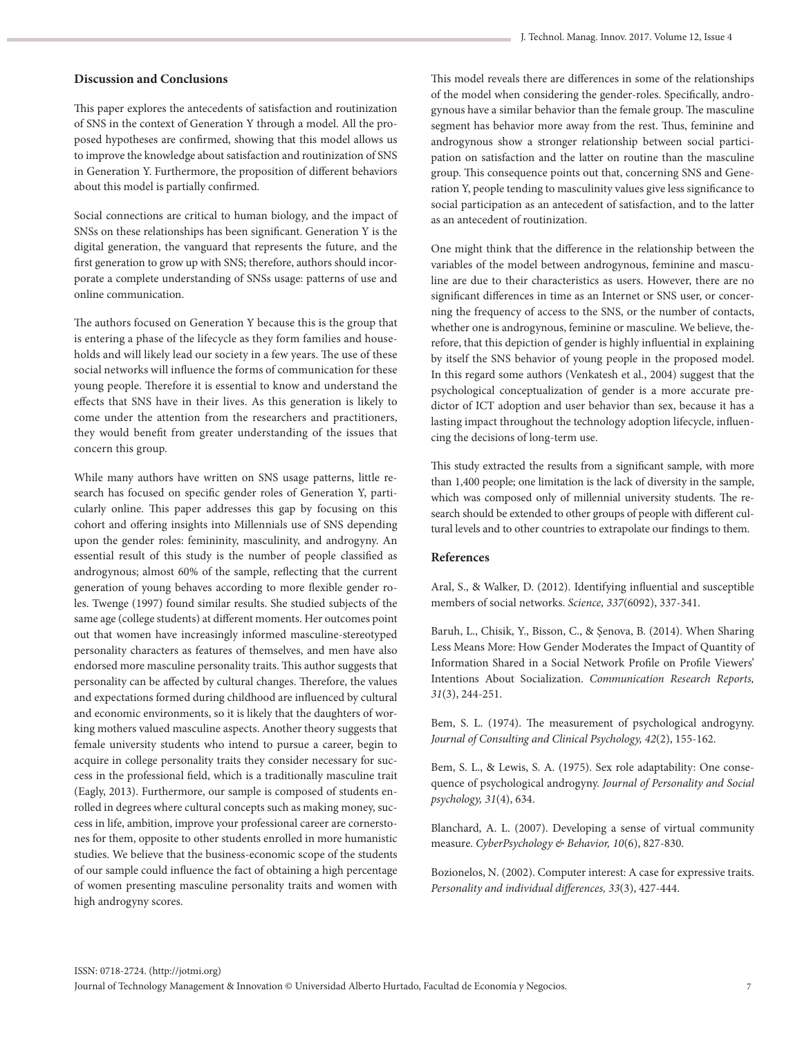## Discussion and Conclusions

This paper explores the antecedents of satisfaction and routinization of SNS in the context of Generation Y through a model. All the proposed hypotheses are confirmed, showing that this model allows us to improve the knowledge about satisfaction and routinization of SNS in Generation Y. Furthermore, the proposition of different behaviors about this model is partially confirmed.

Social connections are critical to human biology, and the impact of SNSs on these relationships has been significant. Generation Y is the digital generation, the vanguard that represents the future, and the first generation to grow up with SNS; therefore, authors should incorporate a complete understanding of SNSs usage: patterns of use and online communication.

The authors focused on Generation Y because this is the group that is entering a phase of the lifecycle as they form families and households and will likely lead our society in a few years. The use of these social networks will influence the forms of communication for these young people. Therefore it is essential to know and understand the effects that SNS have in their lives. As this generation is likely to come under the attention from the researchers and practitioners, they would benefit from greater understanding of the issues that concern this group.

While many authors have written on SNS usage patterns, little research has focused on specific gender roles of Generation Y, particularly online. This paper addresses this gap by focusing on this cohort and offering insights into Millennials use of SNS depending upon the gender roles: femininity, masculinity, and androgyny. An essential result of this study is the number of people classified as androgynous; almost 60% of the sample, reflecting that the current generation of young behaves according to more flexible gender roles. Twenge (1997) found similar results. She studied subjects of the same age (college students) at different moments. Her outcomes point out that women have increasingly informed masculine-stereotyped personality characters as features of themselves, and men have also endorsed more masculine personality traits. This author suggests that personality can be affected by cultural changes. Therefore, the values and expectations formed during childhood are influenced by cultural and economic environments, so it is likely that the daughters of working mothers valued masculine aspects. Another theory suggests that female university students who intend to pursue a career, begin to acquire in college personality traits they consider necessary for success in the professional field, which is a traditionally masculine trait (Eagly, 2013). Furthermore, our sample is composed of students enrolled in degrees where cultural concepts such as making money, success in life, ambition, improve your professional career are cornerstones for them, opposite to other students enrolled in more humanistic studies. We believe that the business-economic scope of the students of our sample could influence the fact of obtaining a high percentage of women presenting masculine personality traits and women with high androgyny scores.

This model reveals there are differences in some of the relationships of the model when considering the gender-roles. Specifically, androgynous have a similar behavior than the female group. The masculine segment has behavior more away from the rest. Thus, feminine and androgynous show a stronger relationship between social participation on satisfaction and the latter on routine than the masculine group. This consequence points out that, concerning SNS and Generation Y, people tending to masculinity values give less significance to social participation as an antecedent of satisfaction, and to the latter as an antecedent of routinization.

One might think that the difference in the relationship between the variables of the model between androgynous, feminine and masculine are due to their characteristics as users. However, there are no significant differences in time as an Internet or SNS user, or concerning the frequency of access to the SNS, or the number of contacts, whether one is androgynous, feminine or masculine. We believe, therefore, that this depiction of gender is highly influential in explaining by itself the SNS behavior of young people in the proposed model. In this regard some authors (Venkatesh et al., 2004) suggest that the psychological conceptualization of gender is a more accurate predictor of ICT adoption and user behavior than sex, because it has a lasting impact throughout the technology adoption lifecycle, influencing the decisions of long-term use.

This study extracted the results from a significant sample, with more than 1,400 people; one limitation is the lack of diversity in the sample, which was composed only of millennial university students. The research should be extended to other groups of people with different cultural levels and to other countries to extrapolate our findings to them.

## References

Aral, S., & Walker, D. (2012). Identifying influential and susceptible members of social networks. *Science, 337*(6092), 337-341.

Baruh, L., Chisik, Y., Bisson, C., & Şenova, B. (2014). When Sharing Less Means More: How Gender Moderates the Impact of Quantity of Information Shared in a Social Network Profile on Profile Viewers' Intentions About Socialization. *Communication Research Reports, 31*(3), 244-251.

Bem, S. L. (1974). The measurement of psychological androgyny. *Journal of Consulting and Clinical Psychology, 42*(2), 155-162.

Bem, S. L., & Lewis, S. A. (1975). Sex role adaptability: One consequence of psychological androgyny. *Journal of Personality and Social psychology, 31*(4), 634.

Blanchard, A. L. (2007). Developing a sense of virtual community measure. *CyberPsychology & Behavior, 10*(6), 827-830.

Bozionelos, N. (2002). Computer interest: A case for expressive traits. *Personality and individual differences, 33*(3), 427-444.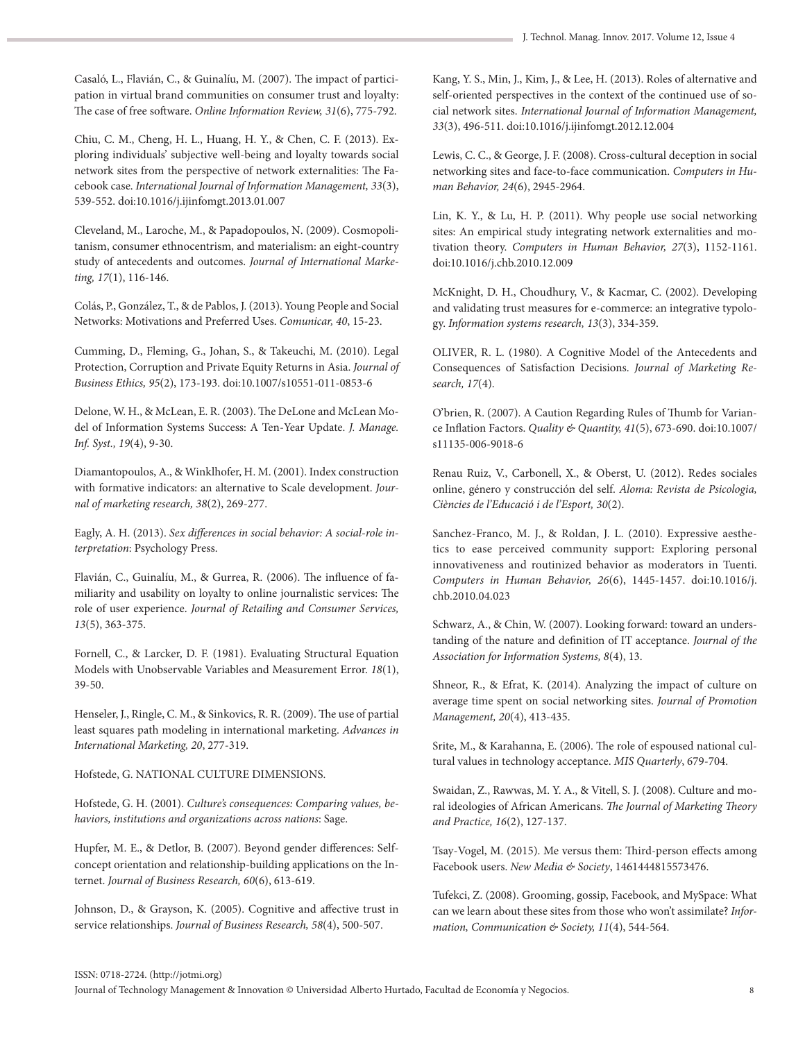Casaló, L., Flavián, C., & Guinalíu, M. (2007). The impact of participation in virtual brand communities on consumer trust and loyalty: The case of free software. *Online Information Review, 31*(6), 775-792.

Chiu, C. M., Cheng, H. L., Huang, H. Y., & Chen, C. F. (2013). Exploring individuals' subjective well-being and loyalty towards social network sites from the perspective of network externalities: The Facebook case. *International Journal of Information Management, 33*(3), 539-552. doi:10.1016/j.ijinfomgt.2013.01.007

Cleveland, M., Laroche, M., & Papadopoulos, N. (2009). Cosmopolitanism, consumer ethnocentrism, and materialism: an eight-country study of antecedents and outcomes. *Journal of International Marketing, 17*(1), 116-146.

Colás, P., González, T., & de Pablos, J. (2013). Young People and Social Networks: Motivations and Preferred Uses. *Comunicar, 40*, 15-23.

Cumming, D., Fleming, G., Johan, S., & Takeuchi, M. (2010). Legal Protection, Corruption and Private Equity Returns in Asia. *Journal of Business Ethics, 95*(2), 173-193. doi:10.1007/s10551-011-0853-6

Delone, W. H., & McLean, E. R. (2003). The DeLone and McLean Model of Information Systems Success: A Ten-Year Update. *J. Manage. Inf. Syst., 19*(4), 9-30.

Diamantopoulos, A., & Winklhofer, H. M. (2001). Index construction with formative indicators: an alternative to Scale development. *Journal of marketing research, 38*(2), 269-277.

Eagly, A. H. (2013). *Sex differences in social behavior: A social-role interpretation*: Psychology Press.

Flavián, C., Guinalíu, M., & Gurrea, R. (2006). The influence of familiarity and usability on loyalty to online journalistic services: The role of user experience. *Journal of Retailing and Consumer Services, 13*(5), 363-375.

Fornell, C., & Larcker, D. F. (1981). Evaluating Structural Equation Models with Unobservable Variables and Measurement Error. *18*(1), 39-50.

Henseler, J., Ringle, C. M., & Sinkovics, R. R. (2009). The use of partial least squares path modeling in international marketing. *Advances in International Marketing, 20*, 277-319.

Hofstede, G. NATIONAL CULTURE DIMENSIONS.

Hofstede, G. H. (2001). *Culture's consequences: Comparing values, behaviors, institutions and organizations across nations*: Sage.

Hupfer, M. E., & Detlor, B. (2007). Beyond gender differences: Self-concept orientation and relationship-building applications on the Internet. *Journal of Business Research, 60*(6), 613-619.

Johnson, D., & Grayson, K. (2005). Cognitive and affective trust in service relationships. *Journal of Business Research, 58*(4), 500-507.

Kang, Y. S., Min, J., Kim, J., & Lee, H. (2013). Roles of alternative and self-oriented perspectives in the context of the continued use of social network sites. *International Journal of Information Management, 33*(3), 496-511. doi:10.1016/j.ijinfomgt.2012.12.004

Lewis, C. C., & George, J. F. (2008). Cross-cultural deception in social networking sites and face-to-face communication. *Computers in Human Behavior, 24*(6), 2945-2964.

Lin, K. Y., & Lu, H. P. (2011). Why people use social networking sites: An empirical study integrating network externalities and motivation theory. *Computers in Human Behavior, 27*(3), 1152-1161. doi:10.1016/j.chb.2010.12.009

McKnight, D. H., Choudhury, V., & Kacmar, C. (2002). Developing and validating trust measures for e-commerce: an integrative typology. *Information systems research, 13*(3), 334-359.

OLIVER, R. L. (1980). A Cognitive Model of the Antecedents and Consequences of Satisfaction Decisions. *Journal of Marketing Research, 17*(4).

O'brien, R. (2007). A Caution Regarding Rules of Thumb for Variance Inflation Factors. *Quality & Quantity, 41*(5), 673-690. doi:10.1007/s11135-006-9018-6

Renau Ruiz, V., Carbonell, X., & Oberst, U. (2012). Redes sociales online, género y construcción del self. *Aloma: Revista de Psicologia, Ciències de l'Educació i de l'Esport, 30*(2).

Sanchez-Franco, M. J., & Roldan, J. L. (2010). Expressive aesthetics to ease perceived community support: Exploring personal innovativeness and routinized behavior as moderators in Tuenti. *Computers in Human Behavior, 26*(6), 1445-1457. doi:10.1016/j.chb.2010.04.023

Schwarz, A., & Chin, W. (2007). Looking forward: toward an understanding of the nature and definition of IT acceptance. *Journal of the Association for Information Systems, 8*(4), 13.

Shneor, R., & Efrat, K. (2014). Analyzing the impact of culture on average time spent on social networking sites. *Journal of Promotion Management, 20*(4), 413-435.

Srite, M., & Karahanna, E. (2006). The role of espoused national cultural values in technology acceptance. *MIS Quarterly*, 679-704.

Swaidan, Z., Rawwas, M. Y. A., & Vitell, S. J. (2008). Culture and moral ideologies of African Americans. *The Journal of Marketing Theory and Practice, 16*(2), 127-137.

Tsay-Vogel, M. (2015). Me versus them: Third-person effects among Facebook users. *New Media & Society*, 1461444815573476.

Tufekci, Z. (2008). Grooming, gossip, Facebook, and MySpace: What can we learn about these sites from those who won't assimilate? *Information, Communication & Society, 11*(4), 544-564.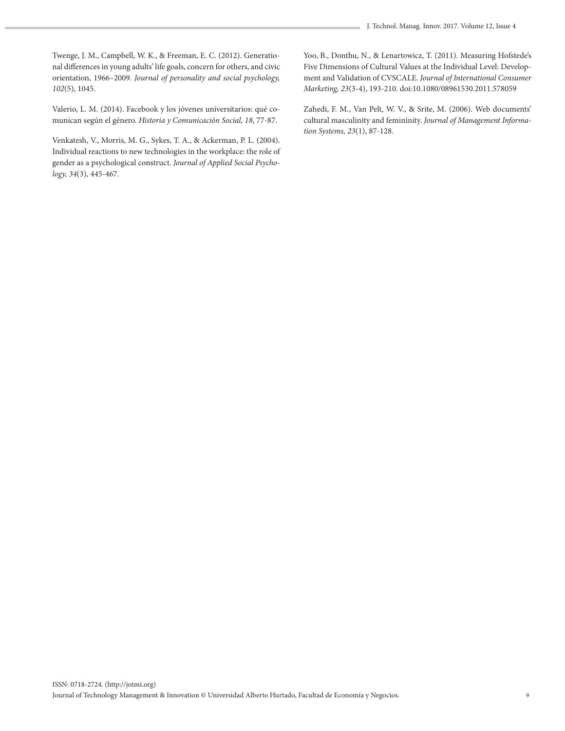Twenge, J. M., Campbell, W. K., & Freeman, E. C. (2012). Generational differences in young adults' life goals, concern for others, and civic orientation, 1966–2009. *Journal of personality and social psychology, 102*(5), 1045.

Valerio, L. M. (2014). Facebook y los jóvenes universitarios: qué comunican según el género. *Historia y Comunicación Social, 18*, 77-87.

Venkatesh, V., Morris, M. G., Sykes, T. A., & Ackerman, P. L. (2004). Individual reactions to new technologies in the workplace: the role of gender as a psychological construct. *Journal of Applied Social Psychology, 34*(3), 445-467.

Yoo, B., Donthu, N., & Lenartowicz, T. (2011). Measuring Hofstede's Five Dimensions of Cultural Values at the Individual Level: Development and Validation of CVSCALE. *Journal of International Consumer Marketing, 23*(3-4), 193-210. doi:10.1080/08961530.2011.578059

Zahedi, F. M., Van Pelt, W. V., & Srite, M. (2006). Web documents' cultural masculinity and femininity. *Journal of Management Information Systems, 23*(1), 87-128.